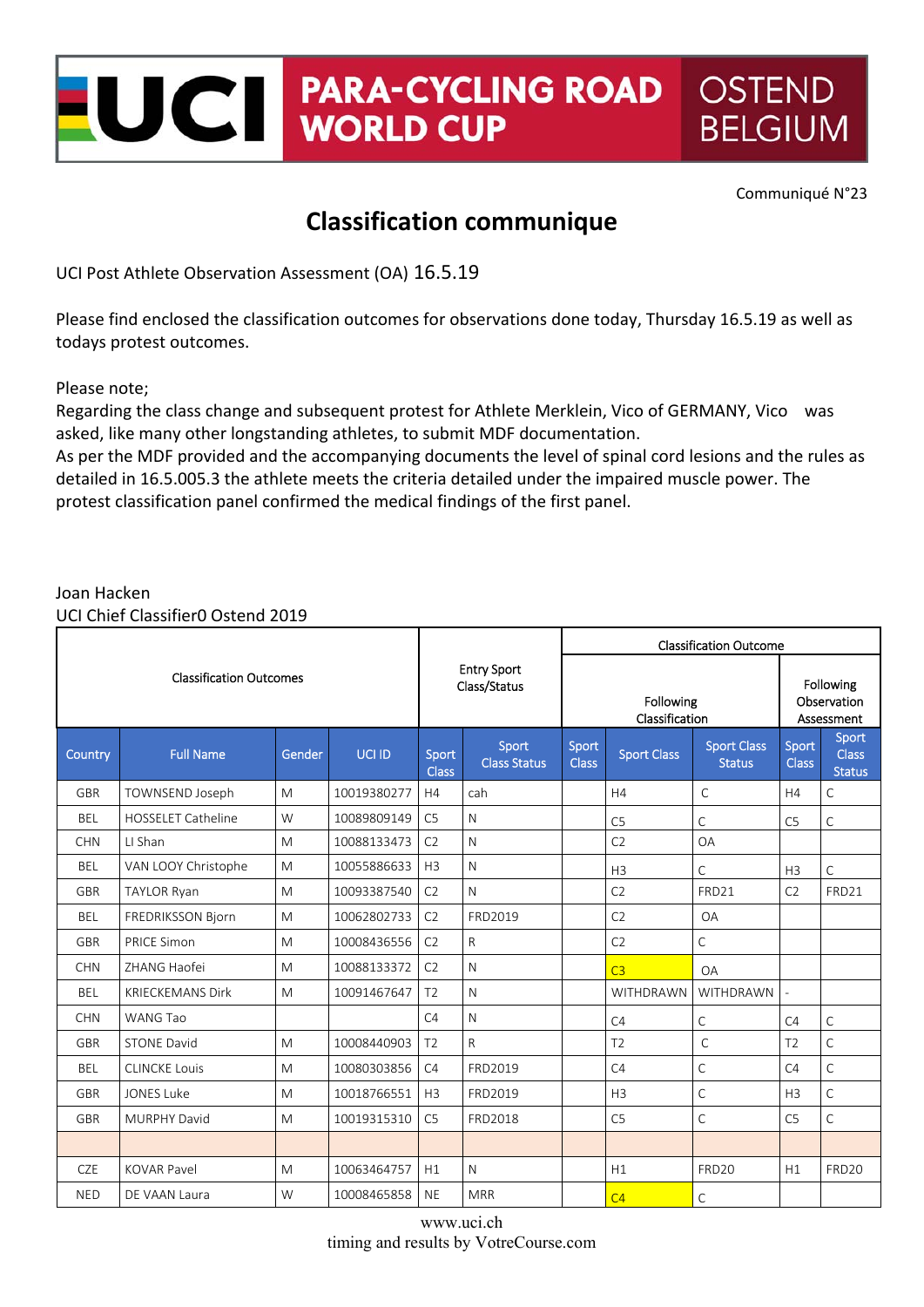# UCI PARA-CYCLING ROAD WORLD CUP OSTEND BELGIUM

Communiqué N°23

## Classification communique

UCI Post Athlete Observation Assessment (OA) 16.5.19

Please find enclosed the classification outcomes for observations done today, Thursday 16.5.19 as well as todays protest outcomes.

Please note;

Regarding the class change and subsequent protest for Athlete Merklein, Vico of GERMANY, Vico was asked, like many other longstanding athletes, to submit MDF documentation.

As per the MDF provided and the accompanying documents the level of spinal cord lesions and the rules as detailed in 16.5.005.3 the athlete meets the criteria detailed under the impaired muscle power. The protest classification panel confirmed the medical findings of the first panel.

Joan Hacken

UCI Chief Classifier0 Ostend 2019

| Classification Outcomes | | | | Entry Sport Class/Status | | Classification Outcome | | | | |
|---|---|---|---|---|---|---|---|---|---|---|
| | | | | | | Following Classification | | | Following Observation Assessment | |
| Country | Full Name | Gender | UCI ID | Sport Class | Sport Class Status | Sport Class | Sport Class | Sport Class Status | Sport Class | Sport Class Status |
| GBR | TOWNSEND Joseph | M | 10019380277 | H4 | cah | | H4 | C | H4 | C |
| BEL | HOSSELET Catheline | W | 10089809149 | C5 | N | | C5 | C | C5 | C |
| CHN | LI Shan | M | 10088133473 | C2 | N | | C2 | OA | | |
| BEL | VAN LOOY Christophe | M | 10055886633 | H3 | N | | H3 | C | H3 | C |
| GBR | TAYLOR Ryan | M | 10093387540 | C2 | N | | C2 | FRD21 | C2 | FRD21 |
| BEL | FREDRIKSSON Bjorn | M | 10062802733 | C2 | FRD2019 | | C2 | OA | | |
| GBR | PRICE Simon | M | 10008436556 | C2 | R | | C2 | C | | |
| CHN | ZHANG Haofei | M | 10088133372 | C2 | N | | C3 | OA | | |
| BEL | KRIECKEMANS Dirk | M | 10091467647 | T2 | N | | WITHDRAWN | WITHDRAWN | - | |
| CHN | WANG Tao | | | C4 | N | | C4 | C | C4 | C |
| GBR | STONE David | M | 10008440903 | T2 | R | | T2 | C | T2 | C |
| BEL | CLINCKE Louis | M | 10080303856 | C4 | FRD2019 | | C4 | C | C4 | C |
| GBR | JONES Luke | M | 10018766551 | H3 | FRD2019 | | H3 | C | H3 | C |
| GBR | MURPHY David | M | 10019315310 | C5 | FRD2018 | | C5 | C | C5 | C |
| | | | | | | | | | | |
| CZE | KOVAR Pavel | M | 10063464757 | H1 | N | | H1 | FRD20 | H1 | FRD20 |
| NED | DE VAAN Laura | W | 10008465858 | NE | MRR | | C4 | C | | |

www.uci.ch

timing and results by VotreCourse.com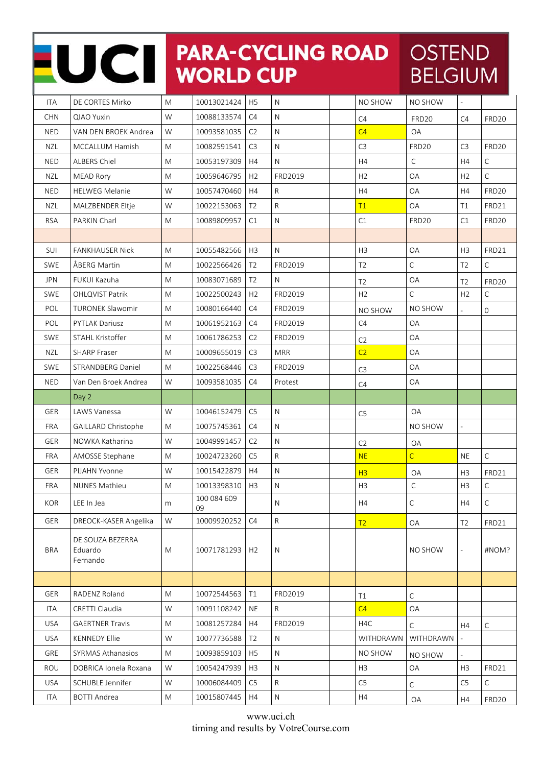# UCI PARA-CYCLING ROAD WORLD CUP — OSTEND BELGIUM

| | | | | | | | | | | |
|---|---|---|---|---|---|---|---|---|---|---|
| ITA | DE CORTES Mirko | M | 10013021424 | H5 | N | | NO SHOW | NO SHOW | - | |
| CHN | QIAO Yuxin | W | 10088133574 | C4 | N | | C4 | FRD20 | C4 | FRD20 |
| NED | VAN DEN BROEK Andrea | W | 10093581035 | C2 | N | | C4 | OA | | |
| NZL | MCCALLUM Hamish | M | 10082591541 | C3 | N | | C3 | FRD20 | C3 | FRD20 |
| NED | ALBERS Chiel | M | 10053197309 | H4 | N | | H4 | C | H4 | C |
| NZL | MEAD Rory | M | 10059646795 | H2 | FRD2019 | | H2 | OA | H2 | C |
| NED | HELWEG Melanie | W | 10057470460 | H4 | R | | H4 | OA | H4 | FRD20 |
| NZL | MALZBENDER Eltje | W | 10022153063 | T2 | R | | T1 | OA | T1 | FRD21 |
| RSA | PARKIN Charl | M | 10089809957 | C1 | N | | C1 | FRD20 | C1 | FRD20 |
| | | | | | | | | | | |
| SUI | FANKHAUSER Nick | M | 10055482566 | H3 | N | | H3 | OA | H3 | FRD21 |
| SWE | ÅBERG Martin | M | 10022566426 | T2 | FRD2019 | | T2 | C | T2 | C |
| JPN | FUKUI Kazuha | M | 10083071689 | T2 | N | | T2 | OA | T2 | FRD20 |
| SWE | OHLQVIST Patrik | M | 10022500243 | H2 | FRD2019 | | H2 | C | H2 | C |
| POL | TURONEK Slawomir | M | 10080166440 | C4 | FRD2019 | | NO SHOW | NO SHOW | - | 0 |
| POL | PYTLAK Dariusz | M | 10061952163 | C4 | FRD2019 | | C4 | OA | | |
| SWE | STAHL Kristoffer | M | 10061786253 | C2 | FRD2019 | | C2 | OA | | |
| NZL | SHARP Fraser | M | 10009655019 | C3 | MRR | | C2 | OA | | |
| SWE | STRANDBERG Daniel | M | 10022568446 | C3 | FRD2019 | | C3 | OA | | |
| NED | Van Den Broek Andrea | W | 10093581035 | C4 | Protest | | C4 | OA | | |
| | Day 2 | | | | | | | | | |
| GER | LAWS Vanessa | W | 10046152479 | C5 | N | | C5 | OA | | |
| FRA | GAILLARD Christophe | M | 10075745361 | C4 | N | | | NO SHOW | - | |
| GER | NOWKA Katharina | W | 10049991457 | C2 | N | | C2 | OA | | |
| FRA | AMOSSE Stephane | M | 10024723260 | C5 | R | | NE | C | NE | C |
| GER | PIJAHN Yvonne | W | 10015422879 | H4 | N | | H3 | OA | H3 | FRD21 |
| FRA | NUNES Mathieu | M | 10013398310 | H3 | N | | H3 | C | H3 | C |
| KOR | LEE In Jea | m | 100 084 609 09 | | N | | H4 | C | H4 | C |
| GER | DREOCK-KASER Angelika | W | 10009920252 | C4 | R | | T2 | OA | T2 | FRD21 |
| BRA | DE SOUZA BEZERRA Eduardo Fernando | M | 10071781293 | H2 | N | | | NO SHOW | - | #NOM? |
| | | | | | | | | | | |
| GER | RADENZ Roland | M | 10072544563 | T1 | FRD2019 | | T1 | C | | |
| ITA | CRETTI Claudia | W | 10091108242 | NE | R | | C4 | OA | | |
| USA | GAERTNER Travis | M | 10081257284 | H4 | FRD2019 | | H4C | C | H4 | C |
| USA | KENNEDY Ellie | W | 10077736588 | T2 | N | | WITHDRAWN | WITHDRAWN | - | |
| GRE | SYRMAS Athanasios | M | 10093859103 | H5 | N | | NO SHOW | NO SHOW | - | |
| ROU | DOBRICA Ionela Roxana | W | 10054247939 | H3 | N | | H3 | OA | H3 | FRD21 |
| USA | SCHUBLE Jennifer | W | 10006084409 | C5 | R | | C5 | C | C5 | C |
| ITA | BOTTI Andrea | M | 10015807445 | H4 | N | | H4 | OA | H4 | FRD20 |

www.uci.ch
timing and results by VotreCourse.com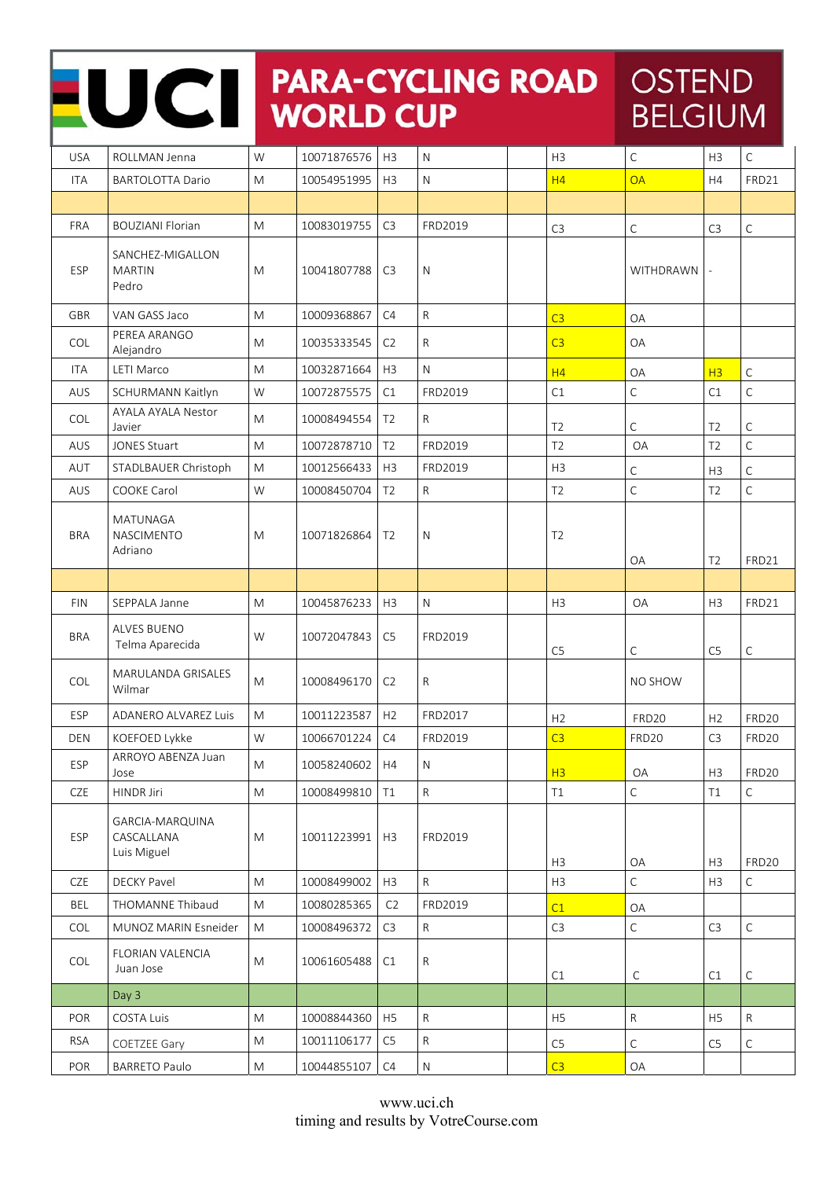# UCI PARA-CYCLING ROAD WORLD CUP OSTEND BELGIUM

| | | | | | | | | | | |
|---|---|---|---|---|---|---|---|---|---|---|
| USA | ROLLMAN Jenna | W | 10071876576 | H3 | N | | H3 | C | H3 | C |
| ITA | BARTOLOTTA Dario | M | 10054951995 | H3 | N | | H4 | OA | H4 | FRD21 |
| | | | | | | | | | | |
| FRA | BOUZIANI Florian | M | 10083019755 | C3 | FRD2019 | | C3 | C | C3 | C |
| ESP | SANCHEZ-MIGALLON MARTIN Pedro | M | 10041807788 | C3 | N | | | WITHDRAWN | - | |
| GBR | VAN GASS Jaco | M | 10009368867 | C4 | R | | C3 | OA | | |
| COL | PEREA ARANGO Alejandro | M | 10035333545 | C2 | R | | C3 | OA | | |
| ITA | LETI Marco | M | 10032871664 | H3 | N | | H4 | OA | H3 | C |
| AUS | SCHURMANN Kaitlyn | W | 10072875575 | C1 | FRD2019 | | C1 | C | C1 | C |
| COL | AYALA AYALA Nestor Javier | M | 10008494554 | T2 | R | | T2 | C | T2 | C |
| AUS | JONES Stuart | M | 10072878710 | T2 | FRD2019 | | T2 | OA | T2 | C |
| AUT | STADLBAUER Christoph | M | 10012566433 | H3 | FRD2019 | | H3 | C | H3 | C |
| AUS | COOKE Carol | W | 10008450704 | T2 | R | | T2 | C | T2 | C |
| BRA | MATUNAGA NASCIMENTO Adriano | M | 10071826864 | T2 | N | | T2 | OA | T2 | FRD21 |
| | | | | | | | | | | |
| FIN | SEPPALA Janne | M | 10045876233 | H3 | N | | H3 | OA | H3 | FRD21 |
| BRA | ALVES BUENO Telma Aparecida | W | 10072047843 | C5 | FRD2019 | | C5 | C | C5 | C |
| COL | MARULANDA GRISALES Wilmar | M | 10008496170 | C2 | R | | | NO SHOW | | |
| ESP | ADANERO ALVAREZ Luis | M | 10011223587 | H2 | FRD2017 | | H2 | FRD20 | H2 | FRD20 |
| DEN | KOEFOED Lykke | W | 10066701224 | C4 | FRD2019 | | C3 | FRD20 | C3 | FRD20 |
| ESP | ARROYO ABENZA Juan Jose | M | 10058240602 | H4 | N | | H3 | OA | H3 | FRD20 |
| CZE | HINDR Jiri | M | 10008499810 | T1 | R | | T1 | C | T1 | C |
| ESP | GARCIA-MARQUINA CASCALLANA Luis Miguel | M | 10011223991 | H3 | FRD2019 | | H3 | OA | H3 | FRD20 |
| CZE | DECKY Pavel | M | 10008499002 | H3 | R | | H3 | C | H3 | C |
| BEL | THOMANNE Thibaud | M | 10080285365 | C2 | FRD2019 | | C1 | OA | | |
| COL | MUNOZ MARIN Esneider | M | 10008496372 | C3 | R | | C3 | C | C3 | C |
| COL | FLORIAN VALENCIA Juan Jose | M | 10061605488 | C1 | R | | C1 | C | C1 | C |
| | Day 3 | | | | | | | | | |
| POR | COSTA Luis | M | 10008844360 | H5 | R | | H5 | R | H5 | R |
| RSA | COETZEE Gary | M | 10011106177 | C5 | R | | C5 | C | C5 | C |
| POR | BARRETO Paulo | M | 10044855107 | C4 | N | | C3 | OA | | |

www.uci.ch
timing and results by VotreCourse.com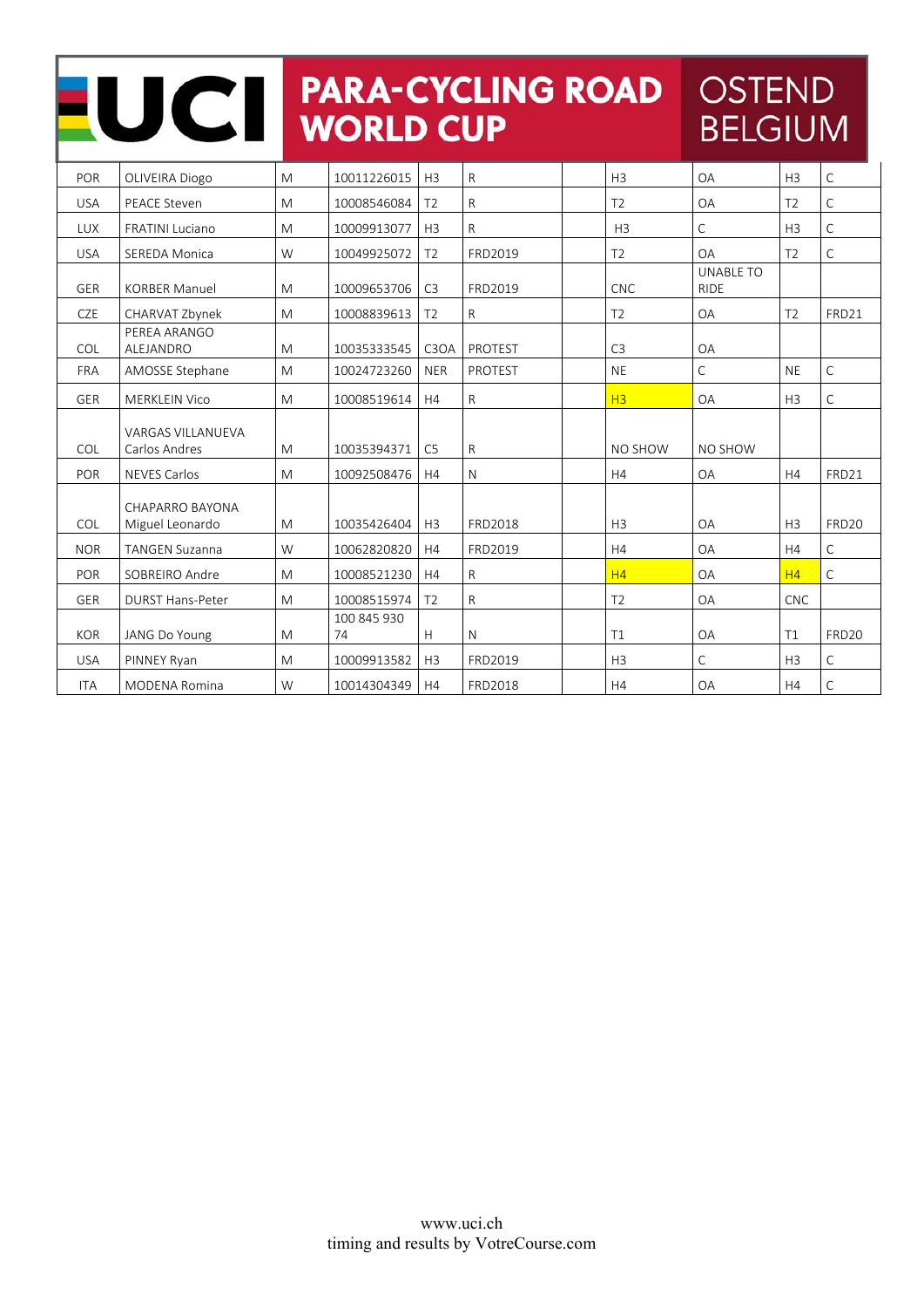| | | | | | | | | | | |
|---|---|---|---|---|---|---|---|---|---|---|
| POR | OLIVEIRA Diogo | M | 10011226015 | H3 | R | | H3 | OA | H3 | C |
| USA | PEACE Steven | M | 10008546084 | T2 | R | | T2 | OA | T2 | C |
| LUX | FRATINI Luciano | M | 10009913077 | H3 | R | | H3 | C | H3 | C |
| USA | SEREDA Monica | W | 10049925072 | T2 | FRD2019 | | T2 | OA | T2 | C |
| GER | KORBER Manuel | M | 10009653706 | C3 | FRD2019 | | CNC | UNABLE TO RIDE | | |
| CZE | CHARVAT Zbynek | M | 10008839613 | T2 | R | | T2 | OA | T2 | FRD21 |
| COL | PEREA ARANGO ALEJANDRO | M | 10035333545 | C3OA | PROTEST | | C3 | OA | | |
| FRA | AMOSSE Stephane | M | 10024723260 | NER | PROTEST | | NE | C | NE | C |
| GER | MERKLEIN Vico | M | 10008519614 | H4 | R | | H3 | OA | H3 | C |
| COL | VARGAS VILLANUEVA Carlos Andres | M | 10035394371 | C5 | R | | NO SHOW | NO SHOW | | |
| POR | NEVES Carlos | M | 10092508476 | H4 | N | | H4 | OA | H4 | FRD21 |
| COL | CHAPARRO BAYONA Miguel Leonardo | M | 10035426404 | H3 | FRD2018 | | H3 | OA | H3 | FRD20 |
| NOR | TANGEN Suzanna | W | 10062820820 | H4 | FRD2019 | | H4 | OA | H4 | C |
| POR | SOBREIRO Andre | M | 10008521230 | H4 | R | | H4 | OA | H4 | C |
| GER | DURST Hans-Peter | M | 10008515974 | T2 | R | | T2 | OA | CNC | |
| KOR | JANG Do Young | M | 100 845 930 74 | H | N | | T1 | OA | T1 | FRD20 |
| USA | PINNEY Ryan | M | 10009913582 | H3 | FRD2019 | | H3 | C | H3 | C |
| ITA | MODENA Romina | W | 10014304349 | H4 | FRD2018 | | H4 | OA | H4 | C |